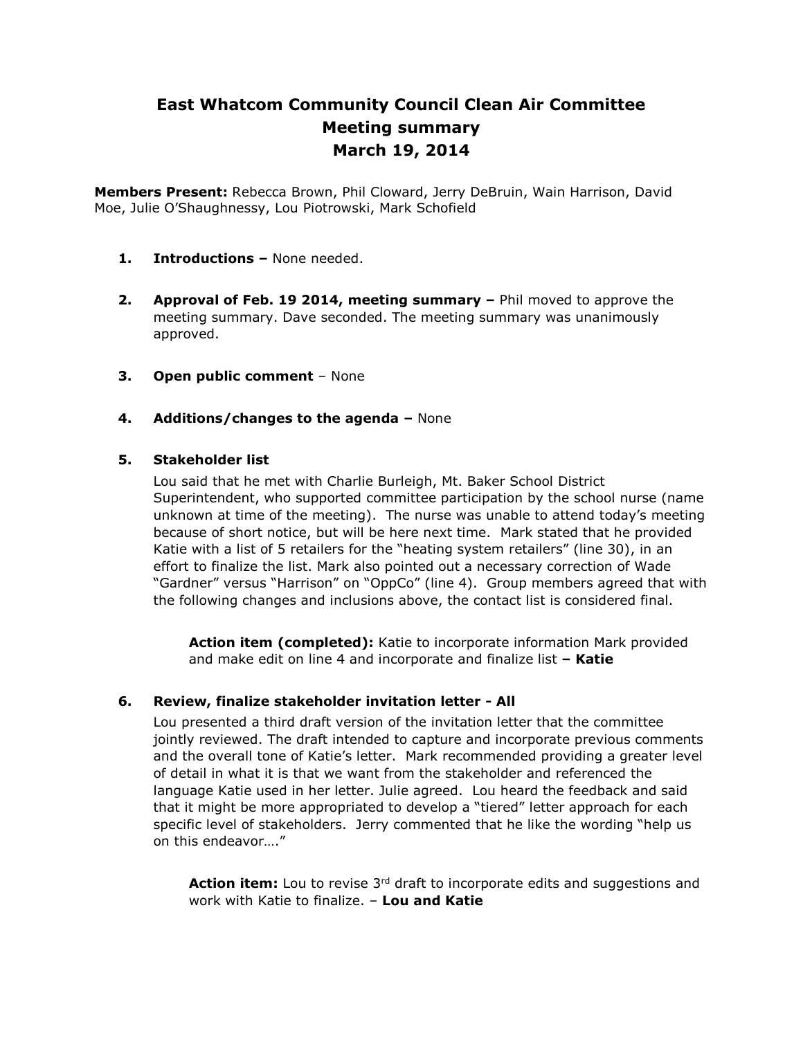# East Whatcom Community Council Clean Air Committee
# Meeting summary
# March 19, 2014

**Members Present:** Rebecca Brown, Phil Cloward, Jerry DeBruin, Wain Harrison, David Moe, Julie O'Shaughnessy, Lou Piotrowski, Mark Schofield

1. **Introductions –** None needed.

2. **Approval of Feb. 19 2014, meeting summary –** Phil moved to approve the meeting summary. Dave seconded. The meeting summary was unanimously approved.

3. **Open public comment** – None

4. **Additions/changes to the agenda –** None

5. **Stakeholder list**

   Lou said that he met with Charlie Burleigh, Mt. Baker School District Superintendent, who supported committee participation by the school nurse (name unknown at time of the meeting). The nurse was unable to attend today's meeting because of short notice, but will be here next time. Mark stated that he provided Katie with a list of 5 retailers for the "heating system retailers" (line 30), in an effort to finalize the list. Mark also pointed out a necessary correction of Wade "Gardner" versus "Harrison" on "OppCo" (line 4). Group members agreed that with the following changes and inclusions above, the contact list is considered final.

   > **Action item (completed):** Katie to incorporate information Mark provided and make edit on line 4 and incorporate and finalize list **– Katie**

6. **Review, finalize stakeholder invitation letter - All**

   Lou presented a third draft version of the invitation letter that the committee jointly reviewed. The draft intended to capture and incorporate previous comments and the overall tone of Katie's letter. Mark recommended providing a greater level of detail in what it is that we want from the stakeholder and referenced the language Katie used in her letter. Julie agreed. Lou heard the feedback and said that it might be more appropriated to develop a "tiered" letter approach for each specific level of stakeholders. Jerry commented that he like the wording "help us on this endeavor…."

   > **Action item:** Lou to revise 3rd draft to incorporate edits and suggestions and work with Katie to finalize. – **Lou and Katie**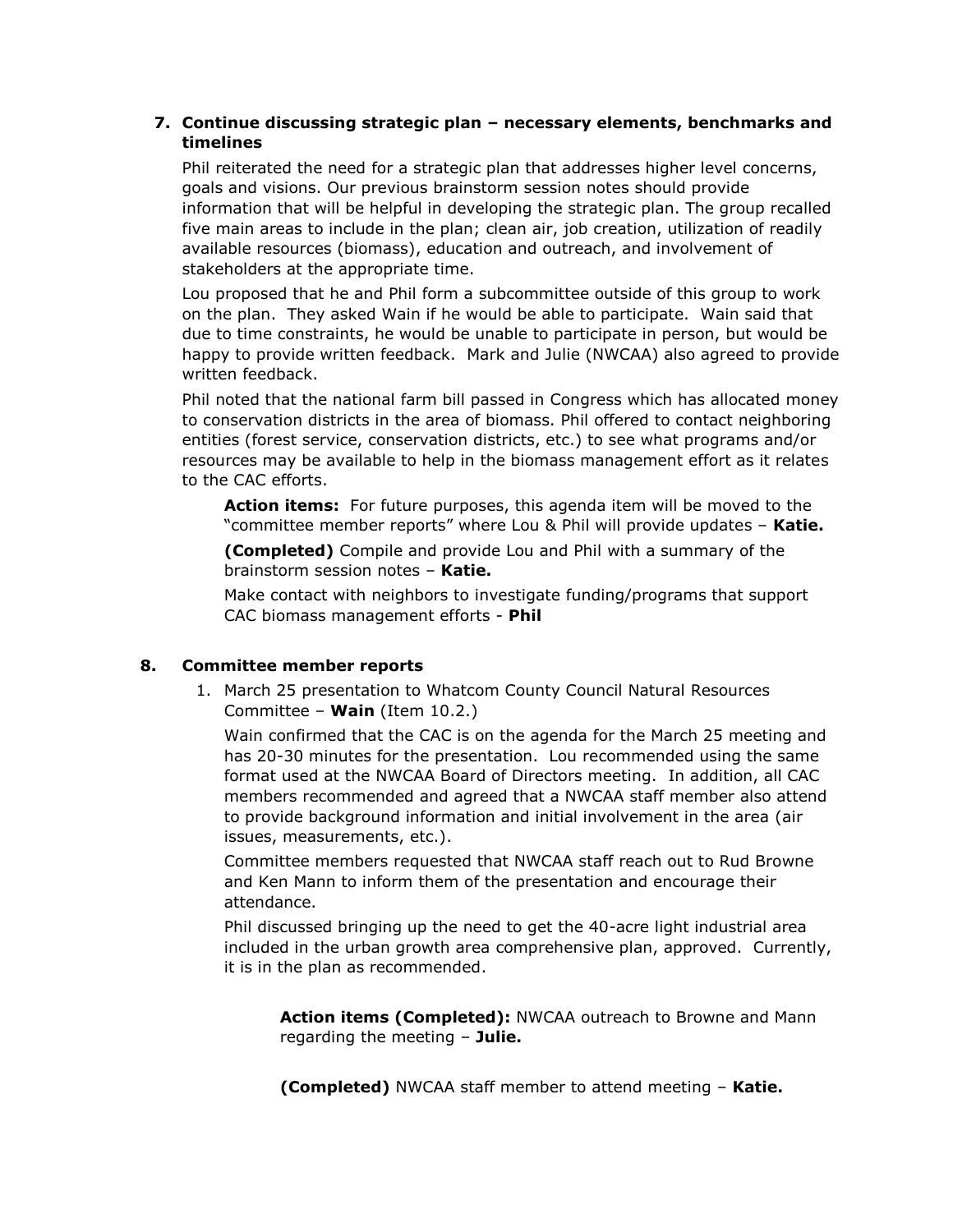**7. Continue discussing strategic plan – necessary elements, benchmarks and timelines**

Phil reiterated the need for a strategic plan that addresses higher level concerns, goals and visions. Our previous brainstorm session notes should provide information that will be helpful in developing the strategic plan. The group recalled five main areas to include in the plan; clean air, job creation, utilization of readily available resources (biomass), education and outreach, and involvement of stakeholders at the appropriate time.

Lou proposed that he and Phil form a subcommittee outside of this group to work on the plan. They asked Wain if he would be able to participate. Wain said that due to time constraints, he would be unable to participate in person, but would be happy to provide written feedback. Mark and Julie (NWCAA) also agreed to provide written feedback.

Phil noted that the national farm bill passed in Congress which has allocated money to conservation districts in the area of biomass. Phil offered to contact neighboring entities (forest service, conservation districts, etc.) to see what programs and/or resources may be available to help in the biomass management effort as it relates to the CAC efforts.

> **Action items:** For future purposes, this agenda item will be moved to the "committee member reports" where Lou & Phil will provide updates – **Katie.**
>
> **(Completed)** Compile and provide Lou and Phil with a summary of the brainstorm session notes – **Katie.**
>
> Make contact with neighbors to investigate funding/programs that support CAC biomass management efforts - **Phil**

**8. Committee member reports**

1. March 25 presentation to Whatcom County Council Natural Resources Committee – **Wain** (Item 10.2.)

   Wain confirmed that the CAC is on the agenda for the March 25 meeting and has 20-30 minutes for the presentation. Lou recommended using the same format used at the NWCAA Board of Directors meeting. In addition, all CAC members recommended and agreed that a NWCAA staff member also attend to provide background information and initial involvement in the area (air issues, measurements, etc.).

   Committee members requested that NWCAA staff reach out to Rud Browne and Ken Mann to inform them of the presentation and encourage their attendance.

   Phil discussed bringing up the need to get the 40-acre light industrial area included in the urban growth area comprehensive plan, approved. Currently, it is in the plan as recommended.

   > **Action items (Completed):** NWCAA outreach to Browne and Mann regarding the meeting – **Julie.**
   >
   > **(Completed)** NWCAA staff member to attend meeting – **Katie.**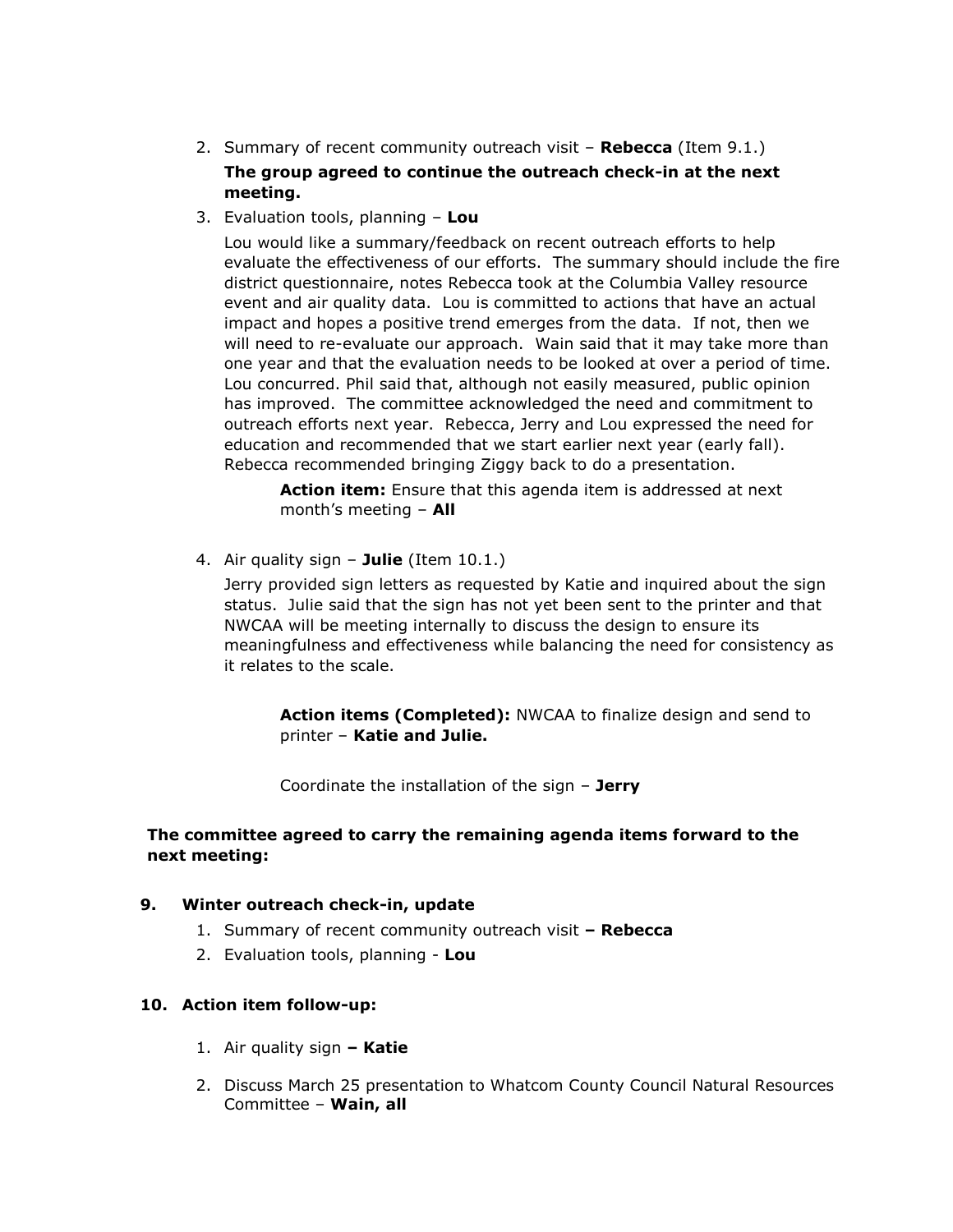2. Summary of recent community outreach visit – **Rebecca** (Item 9.1.)

   **The group agreed to continue the outreach check-in at the next meeting.**

3. Evaluation tools, planning – **Lou**

   Lou would like a summary/feedback on recent outreach efforts to help evaluate the effectiveness of our efforts. The summary should include the fire district questionnaire, notes Rebecca took at the Columbia Valley resource event and air quality data. Lou is committed to actions that have an actual impact and hopes a positive trend emerges from the data. If not, then we will need to re-evaluate our approach. Wain said that it may take more than one year and that the evaluation needs to be looked at over a period of time. Lou concurred. Phil said that, although not easily measured, public opinion has improved. The committee acknowledged the need and commitment to outreach efforts next year. Rebecca, Jerry and Lou expressed the need for education and recommended that we start earlier next year (early fall). Rebecca recommended bringing Ziggy back to do a presentation.

   > **Action item:** Ensure that this agenda item is addressed at next month's meeting – **All**

4. Air quality sign – **Julie** (Item 10.1.)

   Jerry provided sign letters as requested by Katie and inquired about the sign status. Julie said that the sign has not yet been sent to the printer and that NWCAA will be meeting internally to discuss the design to ensure its meaningfulness and effectiveness while balancing the need for consistency as it relates to the scale.

   > **Action items (Completed):** NWCAA to finalize design and send to printer – **Katie and Julie.**
   >
   > Coordinate the installation of the sign – **Jerry**

**The committee agreed to carry the remaining agenda items forward to the next meeting:**

**9. Winter outreach check-in, update**

1. Summary of recent community outreach visit **– Rebecca**
2. Evaluation tools, planning - **Lou**

**10. Action item follow-up:**

1. Air quality sign **– Katie**
2. Discuss March 25 presentation to Whatcom County Council Natural Resources Committee – **Wain, all**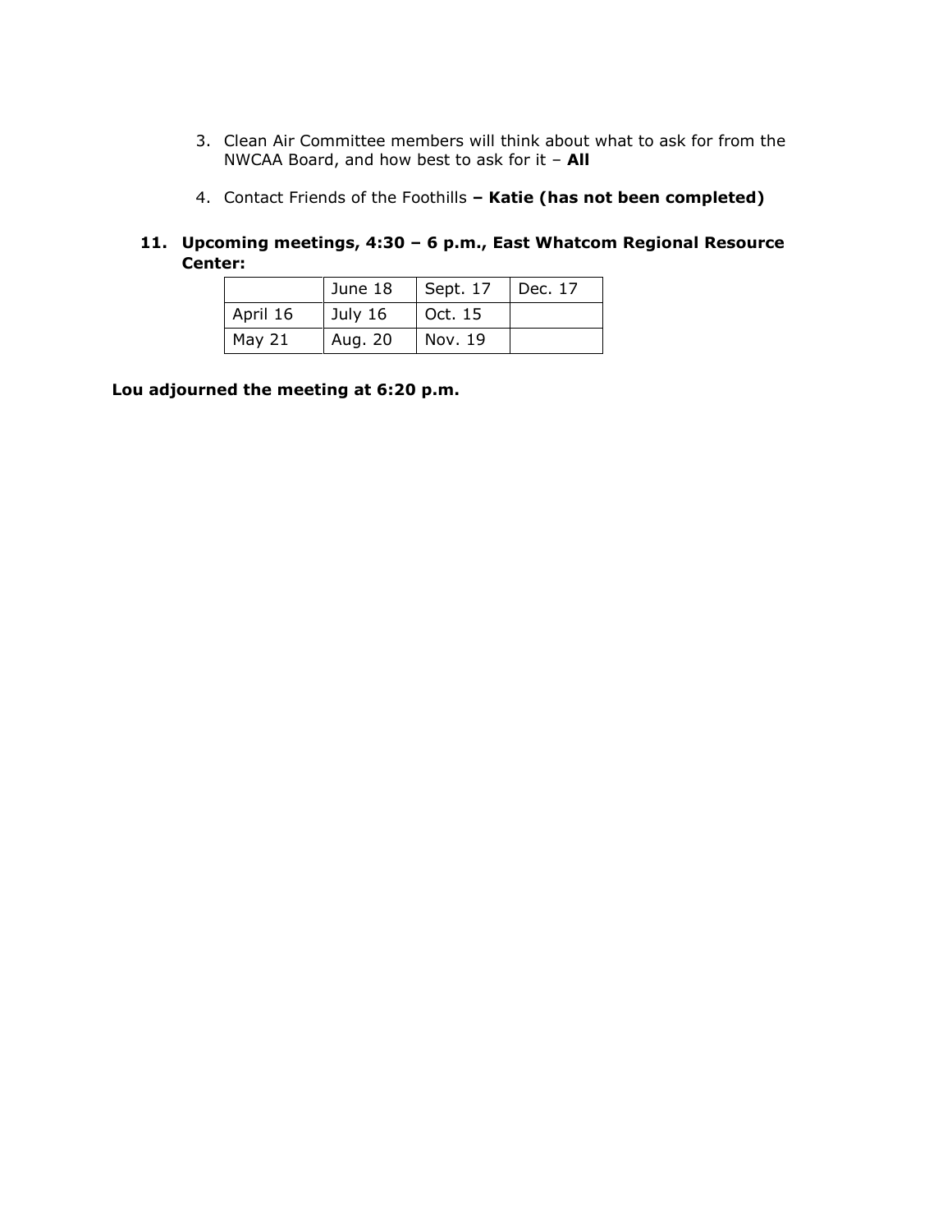3. Clean Air Committee members will think about what to ask for from the NWCAA Board, and how best to ask for it – **All**

4. Contact Friends of the Foothills **– Katie (has not been completed)**

**11. Upcoming meetings, 4:30 – 6 p.m., East Whatcom Regional Resource Center:**

| | | | |
|---|---|---|---|
| | June 18 | Sept. 17 | Dec. 17 |
| April 16 | July 16 | Oct. 15 | |
| May 21 | Aug. 20 | Nov. 19 | |

**Lou adjourned the meeting at 6:20 p.m.**